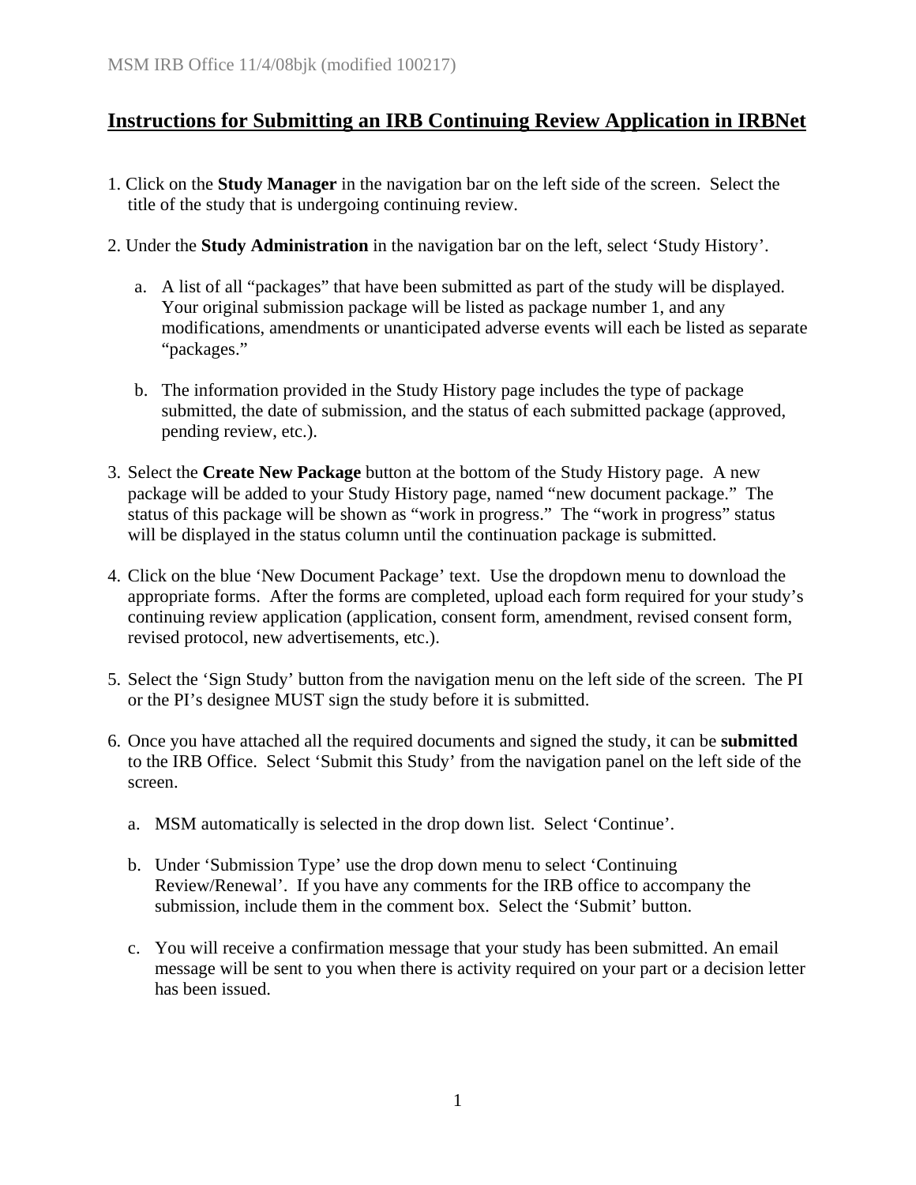# Instructions for Submitting an IRB Continuing Review Application in IRBNet

1. Click on the **Study Manager** in the navigation bar on the left side of the screen. Select the title of the study that is undergoing continuing review.

2. Under the **Study Administration** in the navigation bar on the left, select 'Study History'.

   a. A list of all "packages" that have been submitted as part of the study will be displayed. Your original submission package will be listed as package number 1, and any modifications, amendments or unanticipated adverse events will each be listed as separate "packages."

   b. The information provided in the Study History page includes the type of package submitted, the date of submission, and the status of each submitted package (approved, pending review, etc.).

3. Select the **Create New Package** button at the bottom of the Study History page. A new package will be added to your Study History page, named "new document package." The status of this package will be shown as "work in progress." The "work in progress" status will be displayed in the status column until the continuation package is submitted.

4. Click on the blue 'New Document Package' text. Use the dropdown menu to download the appropriate forms. After the forms are completed, upload each form required for your study's continuing review application (application, consent form, amendment, revised consent form, revised protocol, new advertisements, etc.).

5. Select the 'Sign Study' button from the navigation menu on the left side of the screen. The PI or the PI's designee MUST sign the study before it is submitted.

6. Once you have attached all the required documents and signed the study, it can be **submitted** to the IRB Office. Select 'Submit this Study' from the navigation panel on the left side of the screen.

   a. MSM automatically is selected in the drop down list. Select 'Continue'.

   b. Under 'Submission Type' use the drop down menu to select 'Continuing Review/Renewal'. If you have any comments for the IRB office to accompany the submission, include them in the comment box. Select the 'Submit' button.

   c. You will receive a confirmation message that your study has been submitted. An email message will be sent to you when there is activity required on your part or a decision letter has been issued.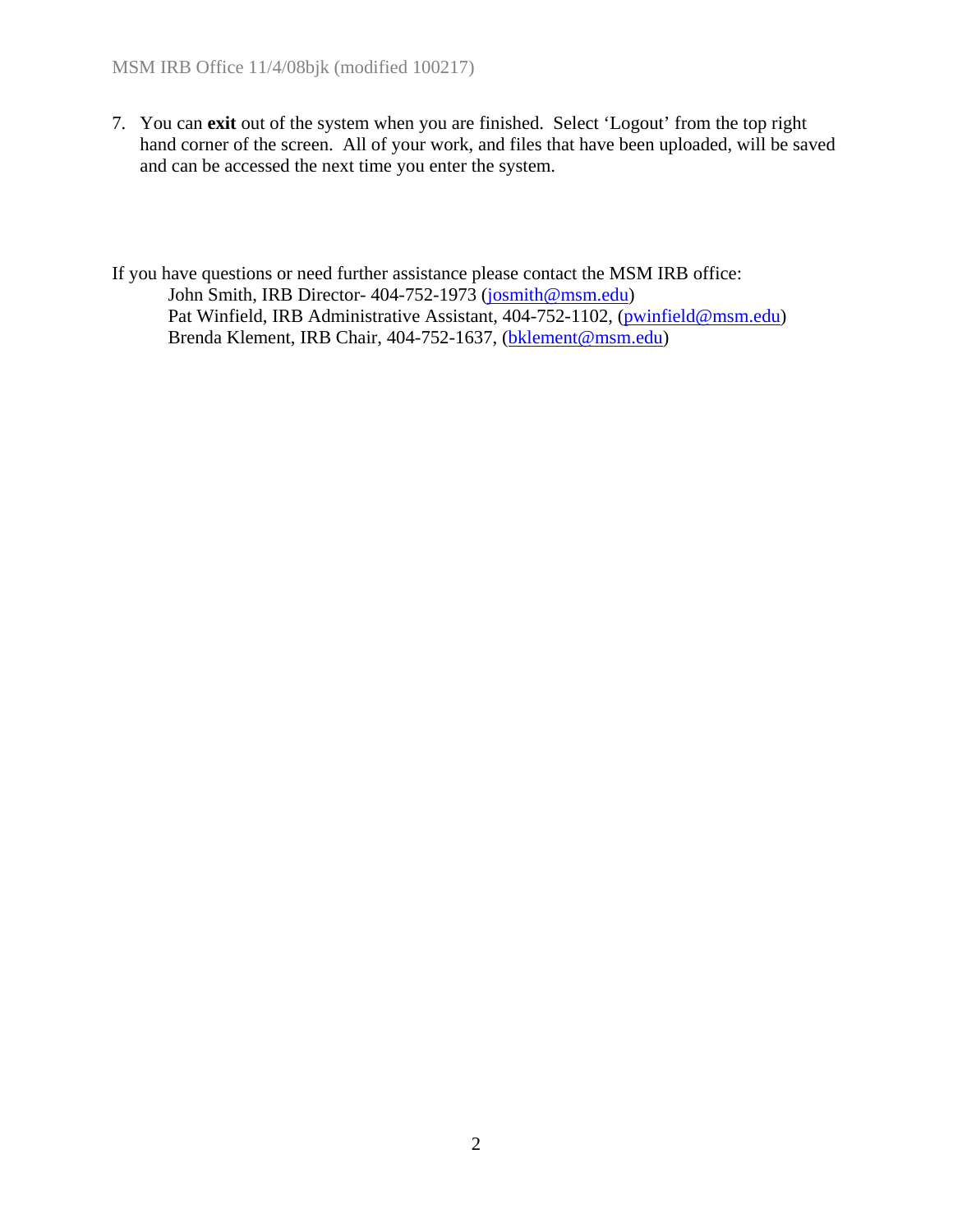7. You can **exit** out of the system when you are finished. Select 'Logout' from the top right hand corner of the screen. All of your work, and files that have been uploaded, will be saved and can be accessed the next time you enter the system.

If you have questions or need further assistance please contact the MSM IRB office:

John Smith, IRB Director- 404-752-1973 (josmith@msm.edu)
Pat Winfield, IRB Administrative Assistant, 404-752-1102, (pwinfield@msm.edu)
Brenda Klement, IRB Chair, 404-752-1637, (bklement@msm.edu)